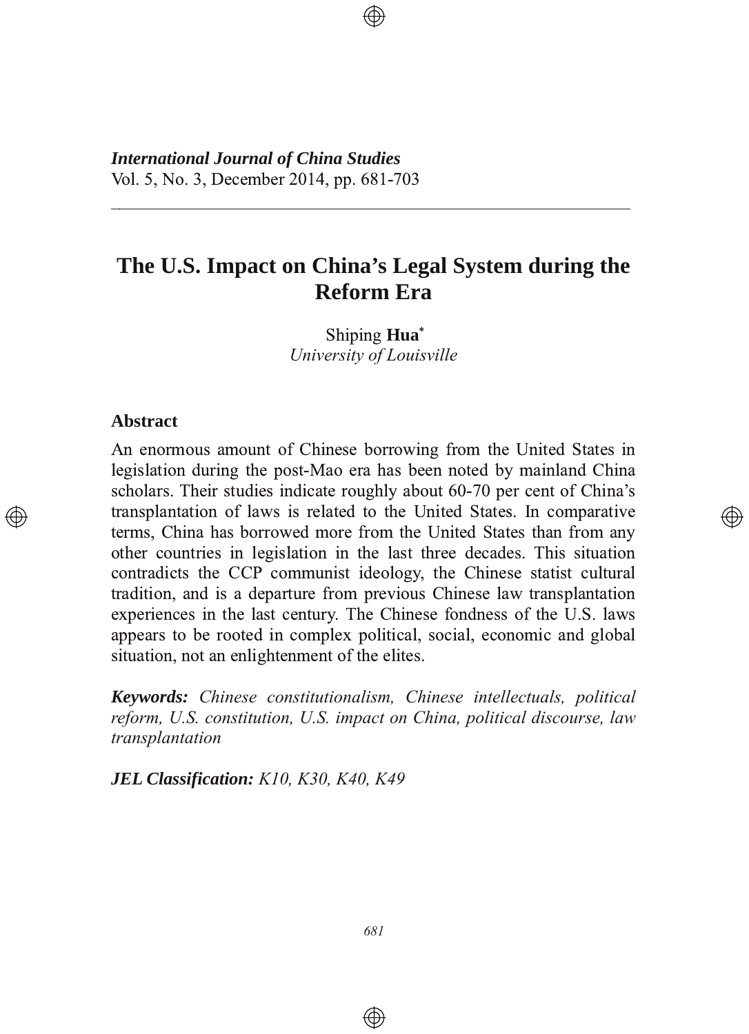*International Journal of China Studies*
Vol. 5, No. 3, December 2014, pp. 681-703

# The U.S. Impact on China's Legal System during the Reform Era

Shiping **Hua**[*]
*University of Louisville*

## Abstract

An enormous amount of Chinese borrowing from the United States in legislation during the post-Mao era has been noted by mainland China scholars. Their studies indicate roughly about 60-70 per cent of China's transplantation of laws is related to the United States. In comparative terms, China has borrowed more from the United States than from any other countries in legislation in the last three decades. This situation contradicts the CCP communist ideology, the Chinese statist cultural tradition, and is a departure from previous Chinese law transplantation experiences in the last century. The Chinese fondness of the U.S. laws appears to be rooted in complex political, social, economic and global situation, not an enlightenment of the elites.

***Keywords:*** *Chinese constitutionalism, Chinese intellectuals, political reform, U.S. constitution, U.S. impact on China, political discourse, law transplantation*

***JEL Classification:*** *K10, K30, K40, K49*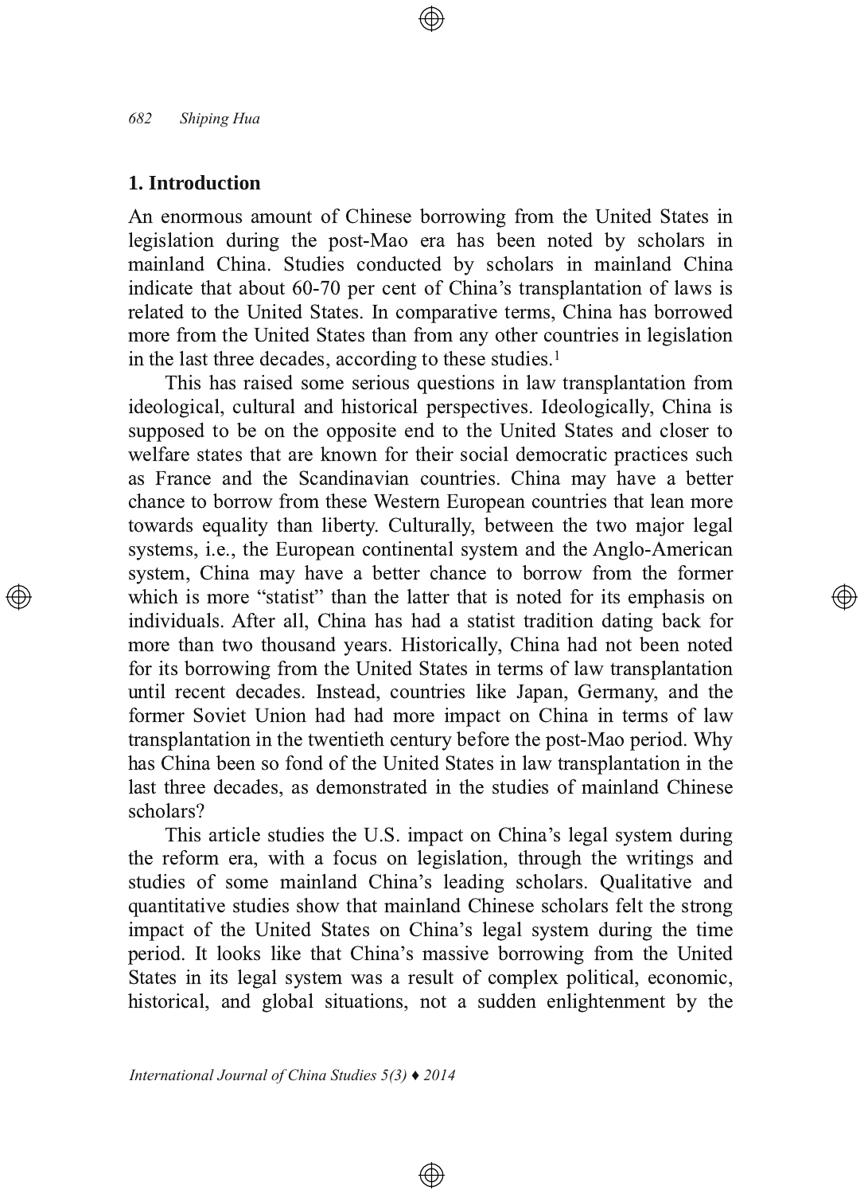## 1. Introduction

An enormous amount of Chinese borrowing from the United States in legislation during the post-Mao era has been noted by scholars in mainland China. Studies conducted by scholars in mainland China indicate that about 60-70 per cent of China's transplantation of laws is related to the United States. In comparative terms, China has borrowed more from the United States than from any other countries in legislation in the last three decades, according to these studies.[1]

This has raised some serious questions in law transplantation from ideological, cultural and historical perspectives. Ideologically, China is supposed to be on the opposite end to the United States and closer to welfare states that are known for their social democratic practices such as France and the Scandinavian countries. China may have a better chance to borrow from these Western European countries that lean more towards equality than liberty. Culturally, between the two major legal systems, i.e., the European continental system and the Anglo-American system, China may have a better chance to borrow from the former which is more "statist" than the latter that is noted for its emphasis on individuals. After all, China has had a statist tradition dating back for more than two thousand years. Historically, China had not been noted for its borrowing from the United States in terms of law transplantation until recent decades. Instead, countries like Japan, Germany, and the former Soviet Union had had more impact on China in terms of law transplantation in the twentieth century before the post-Mao period. Why has China been so fond of the United States in law transplantation in the last three decades, as demonstrated in the studies of mainland Chinese scholars?

This article studies the U.S. impact on China's legal system during the reform era, with a focus on legislation, through the writings and studies of some mainland China's leading scholars. Qualitative and quantitative studies show that mainland Chinese scholars felt the strong impact of the United States on China's legal system during the time period. It looks like that China's massive borrowing from the United States in its legal system was a result of complex political, economic, historical, and global situations, not a sudden enlightenment by the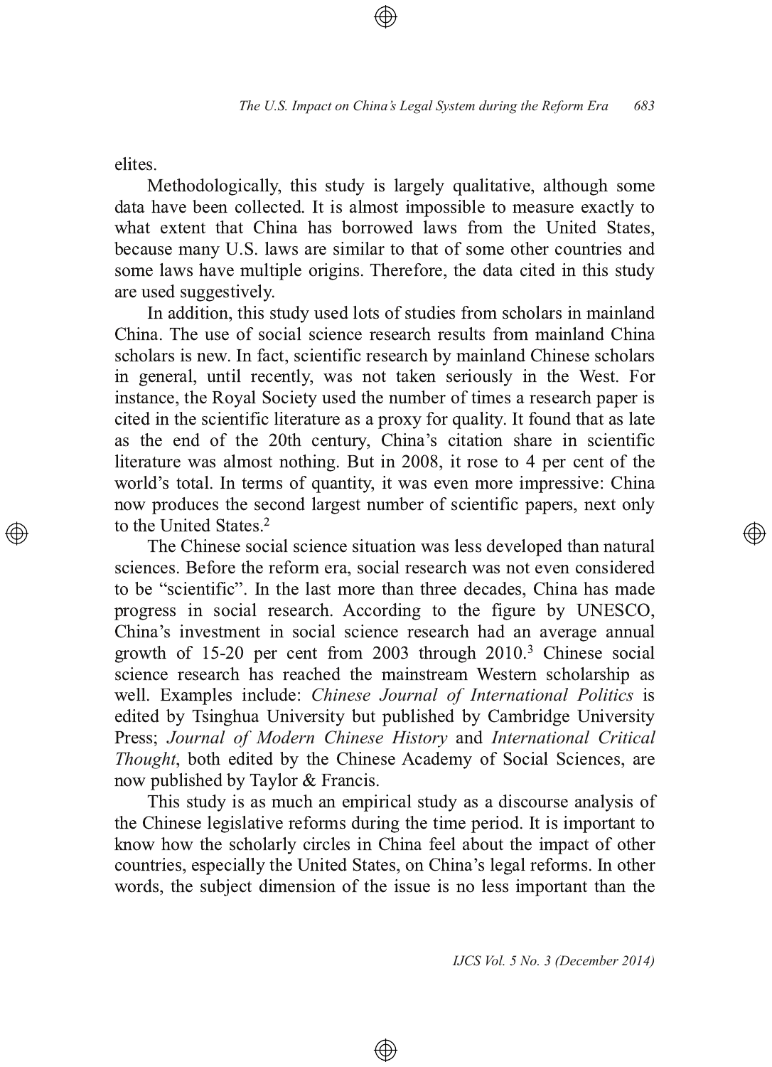elites.

Methodologically, this study is largely qualitative, although some data have been collected. It is almost impossible to measure exactly to what extent that China has borrowed laws from the United States, because many U.S. laws are similar to that of some other countries and some laws have multiple origins. Therefore, the data cited in this study are used suggestively.

In addition, this study used lots of studies from scholars in mainland China. The use of social science research results from mainland China scholars is new. In fact, scientific research by mainland Chinese scholars in general, until recently, was not taken seriously in the West. For instance, the Royal Society used the number of times a research paper is cited in the scientific literature as a proxy for quality. It found that as late as the end of the 20th century, China's citation share in scientific literature was almost nothing. But in 2008, it rose to 4 per cent of the world's total. In terms of quantity, it was even more impressive: China now produces the second largest number of scientific papers, next only to the United States.[2]

The Chinese social science situation was less developed than natural sciences. Before the reform era, social research was not even considered to be "scientific". In the last more than three decades, China has made progress in social research. According to the figure by UNESCO, China's investment in social science research had an average annual growth of 15-20 per cent from 2003 through 2010.[3] Chinese social science research has reached the mainstream Western scholarship as well. Examples include: *Chinese Journal of International Politics* is edited by Tsinghua University but published by Cambridge University Press; *Journal of Modern Chinese History* and *International Critical Thought*, both edited by the Chinese Academy of Social Sciences, are now published by Taylor & Francis.

This study is as much an empirical study as a discourse analysis of the Chinese legislative reforms during the time period. It is important to know how the scholarly circles in China feel about the impact of other countries, especially the United States, on China's legal reforms. In other words, the subject dimension of the issue is no less important than the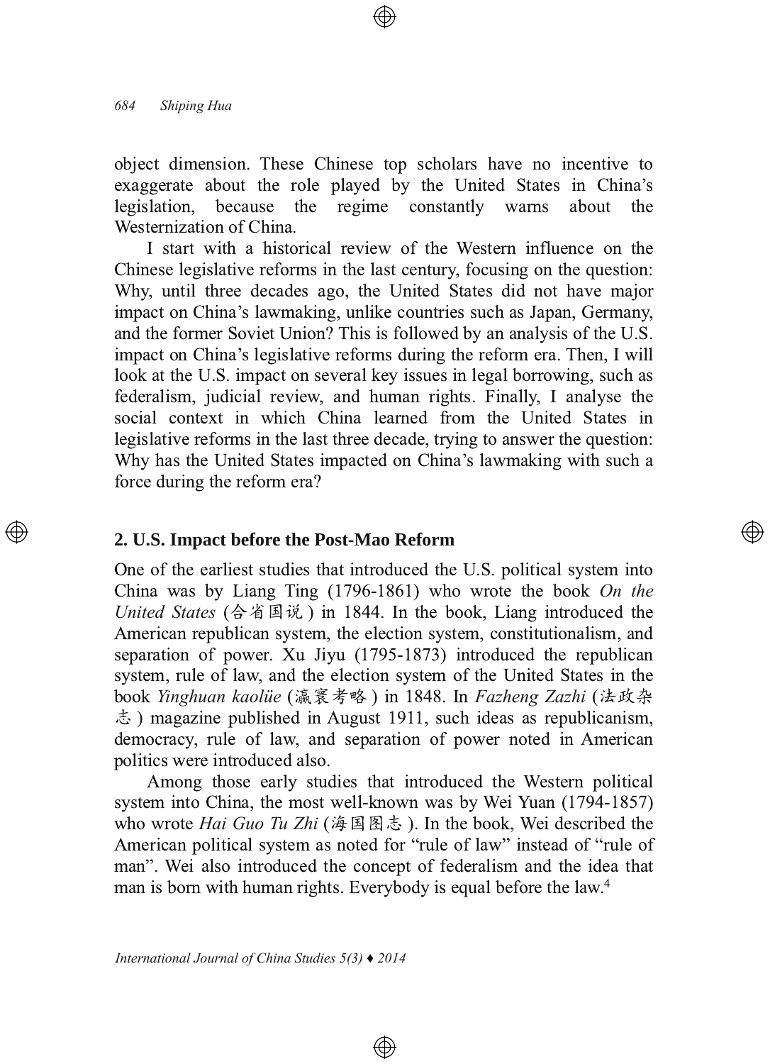object dimension. These Chinese top scholars have no incentive to exaggerate about the role played by the United States in China's legislation, because the regime constantly warns about the Westernization of China.

I start with a historical review of the Western influence on the Chinese legislative reforms in the last century, focusing on the question: Why, until three decades ago, the United States did not have major impact on China's lawmaking, unlike countries such as Japan, Germany, and the former Soviet Union? This is followed by an analysis of the U.S. impact on China's legislative reforms during the reform era. Then, I will look at the U.S. impact on several key issues in legal borrowing, such as federalism, judicial review, and human rights. Finally, I analyse the social context in which China learned from the United States in legislative reforms in the last three decade, trying to answer the question: Why has the United States impacted on China's lawmaking with such a force during the reform era?

## 2. U.S. Impact before the Post-Mao Reform

One of the earliest studies that introduced the U.S. political system into China was by Liang Ting (1796-1861) who wrote the book *On the United States* (合省国说) in 1844. In the book, Liang introduced the American republican system, the election system, constitutionalism, and separation of power. Xu Jiyu (1795-1873) introduced the republican system, rule of law, and the election system of the United States in the book *Yinghuan kaolüe* (瀛寰考略) in 1848. In *Fazheng Zazhi* (法政杂志) magazine published in August 1911, such ideas as republicanism, democracy, rule of law, and separation of power noted in American politics were introduced also.

Among those early studies that introduced the Western political system into China, the most well-known was by Wei Yuan (1794-1857) who wrote *Hai Guo Tu Zhi* (海国图志). In the book, Wei described the American political system as noted for "rule of law" instead of "rule of man". Wei also introduced the concept of federalism and the idea that man is born with human rights. Everybody is equal before the law.[4]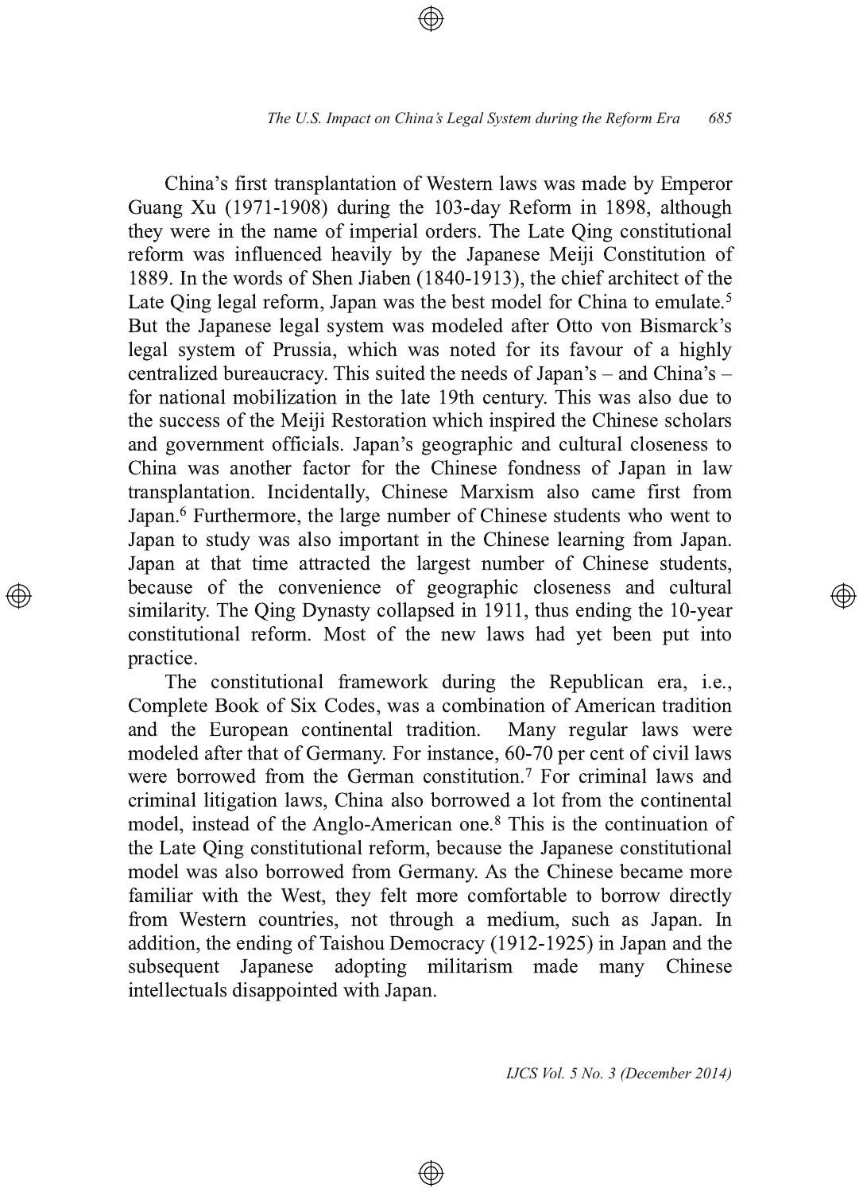China's first transplantation of Western laws was made by Emperor Guang Xu (1971-1908) during the 103-day Reform in 1898, although they were in the name of imperial orders. The Late Qing constitutional reform was influenced heavily by the Japanese Meiji Constitution of 1889. In the words of Shen Jiaben (1840-1913), the chief architect of the Late Qing legal reform, Japan was the best model for China to emulate.[5] But the Japanese legal system was modeled after Otto von Bismarck's legal system of Prussia, which was noted for its favour of a highly centralized bureaucracy. This suited the needs of Japan's – and China's – for national mobilization in the late 19th century. This was also due to the success of the Meiji Restoration which inspired the Chinese scholars and government officials. Japan's geographic and cultural closeness to China was another factor for the Chinese fondness of Japan in law transplantation. Incidentally, Chinese Marxism also came first from Japan.[6] Furthermore, the large number of Chinese students who went to Japan to study was also important in the Chinese learning from Japan. Japan at that time attracted the largest number of Chinese students, because of the convenience of geographic closeness and cultural similarity. The Qing Dynasty collapsed in 1911, thus ending the 10-year constitutional reform. Most of the new laws had yet been put into practice.

The constitutional framework during the Republican era, i.e., Complete Book of Six Codes, was a combination of American tradition and the European continental tradition. Many regular laws were modeled after that of Germany. For instance, 60-70 per cent of civil laws were borrowed from the German constitution.[7] For criminal laws and criminal litigation laws, China also borrowed a lot from the continental model, instead of the Anglo-American one.[8] This is the continuation of the Late Qing constitutional reform, because the Japanese constitutional model was also borrowed from Germany. As the Chinese became more familiar with the West, they felt more comfortable to borrow directly from Western countries, not through a medium, such as Japan. In addition, the ending of Taishou Democracy (1912-1925) in Japan and the subsequent Japanese adopting militarism made many Chinese intellectuals disappointed with Japan.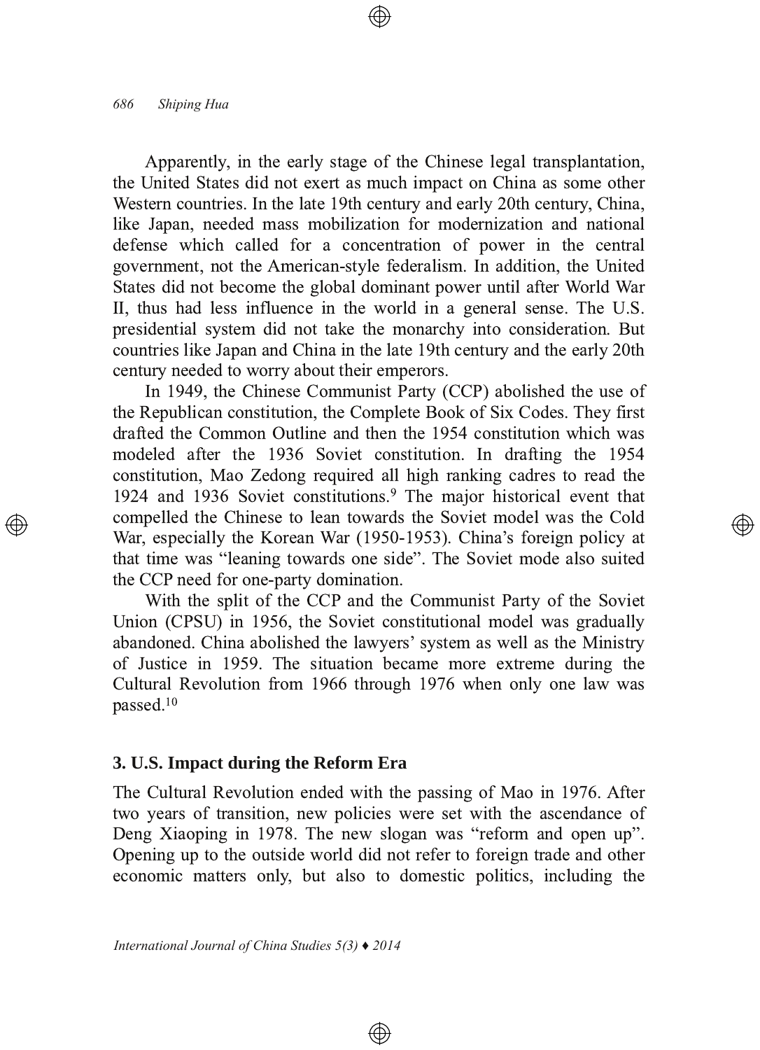Apparently, in the early stage of the Chinese legal transplantation, the United States did not exert as much impact on China as some other Western countries. In the late 19th century and early 20th century, China, like Japan, needed mass mobilization for modernization and national defense which called for a concentration of power in the central government, not the American-style federalism. In addition, the United States did not become the global dominant power until after World War II, thus had less influence in the world in a general sense. The U.S. presidential system did not take the monarchy into consideration. But countries like Japan and China in the late 19th century and the early 20th century needed to worry about their emperors.

In 1949, the Chinese Communist Party (CCP) abolished the use of the Republican constitution, the Complete Book of Six Codes. They first drafted the Common Outline and then the 1954 constitution which was modeled after the 1936 Soviet constitution. In drafting the 1954 constitution, Mao Zedong required all high ranking cadres to read the 1924 and 1936 Soviet constitutions.[9] The major historical event that compelled the Chinese to lean towards the Soviet model was the Cold War, especially the Korean War (1950-1953). China's foreign policy at that time was "leaning towards one side". The Soviet mode also suited the CCP need for one-party domination.

With the split of the CCP and the Communist Party of the Soviet Union (CPSU) in 1956, the Soviet constitutional model was gradually abandoned. China abolished the lawyers' system as well as the Ministry of Justice in 1959. The situation became more extreme during the Cultural Revolution from 1966 through 1976 when only one law was passed.[10]

## 3. U.S. Impact during the Reform Era

The Cultural Revolution ended with the passing of Mao in 1976. After two years of transition, new policies were set with the ascendance of Deng Xiaoping in 1978. The new slogan was "reform and open up". Opening up to the outside world did not refer to foreign trade and other economic matters only, but also to domestic politics, including the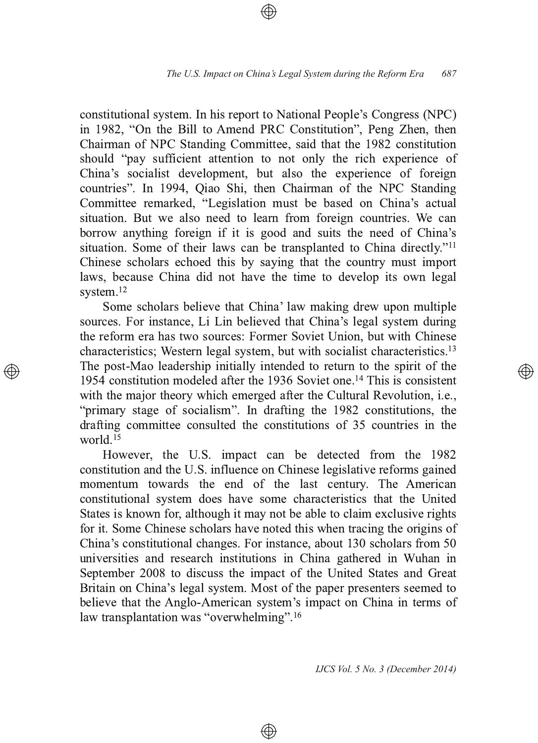constitutional system. In his report to National People's Congress (NPC) in 1982, "On the Bill to Amend PRC Constitution", Peng Zhen, then Chairman of NPC Standing Committee, said that the 1982 constitution should "pay sufficient attention to not only the rich experience of China's socialist development, but also the experience of foreign countries". In 1994, Qiao Shi, then Chairman of the NPC Standing Committee remarked, "Legislation must be based on China's actual situation. But we also need to learn from foreign countries. We can borrow anything foreign if it is good and suits the need of China's situation. Some of their laws can be transplanted to China directly."[11] Chinese scholars echoed this by saying that the country must import laws, because China did not have the time to develop its own legal system.[12]

Some scholars believe that China' law making drew upon multiple sources. For instance, Li Lin believed that China's legal system during the reform era has two sources: Former Soviet Union, but with Chinese characteristics; Western legal system, but with socialist characteristics.[13] The post-Mao leadership initially intended to return to the spirit of the 1954 constitution modeled after the 1936 Soviet one.[14] This is consistent with the major theory which emerged after the Cultural Revolution, i.e., "primary stage of socialism". In drafting the 1982 constitutions, the drafting committee consulted the constitutions of 35 countries in the world.[15]

However, the U.S. impact can be detected from the 1982 constitution and the U.S. influence on Chinese legislative reforms gained momentum towards the end of the last century. The American constitutional system does have some characteristics that the United States is known for, although it may not be able to claim exclusive rights for it. Some Chinese scholars have noted this when tracing the origins of China's constitutional changes. For instance, about 130 scholars from 50 universities and research institutions in China gathered in Wuhan in September 2008 to discuss the impact of the United States and Great Britain on China's legal system. Most of the paper presenters seemed to believe that the Anglo-American system's impact on China in terms of law transplantation was "overwhelming".[16]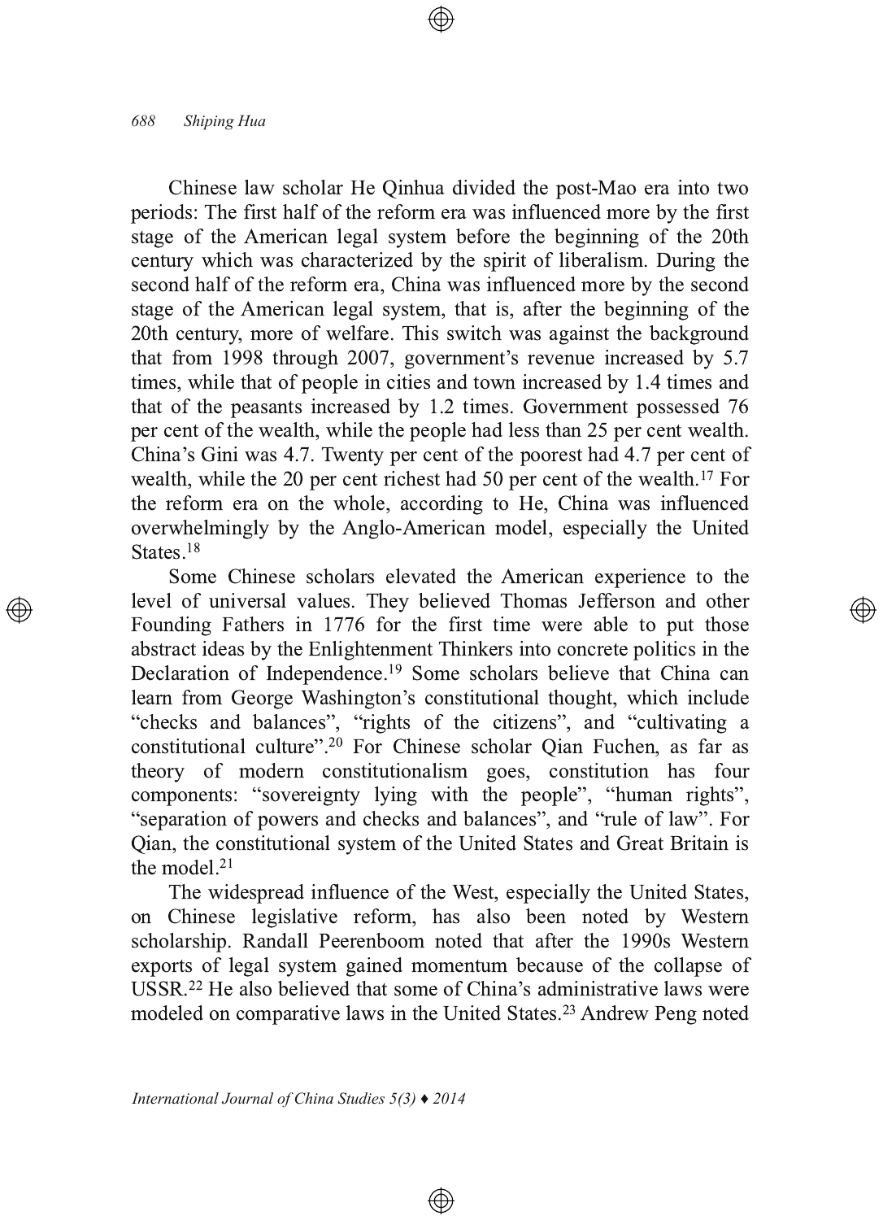Chinese law scholar He Qinhua divided the post-Mao era into two periods: The first half of the reform era was influenced more by the first stage of the American legal system before the beginning of the 20th century which was characterized by the spirit of liberalism. During the second half of the reform era, China was influenced more by the second stage of the American legal system, that is, after the beginning of the 20th century, more of welfare. This switch was against the background that from 1998 through 2007, government's revenue increased by 5.7 times, while that of people in cities and town increased by 1.4 times and that of the peasants increased by 1.2 times. Government possessed 76 per cent of the wealth, while the people had less than 25 per cent wealth. China's Gini was 4.7. Twenty per cent of the poorest had 4.7 per cent of wealth, while the 20 per cent richest had 50 per cent of the wealth.[17] For the reform era on the whole, according to He, China was influenced overwhelmingly by the Anglo-American model, especially the United States.[18]

Some Chinese scholars elevated the American experience to the level of universal values. They believed Thomas Jefferson and other Founding Fathers in 1776 for the first time were able to put those abstract ideas by the Enlightenment Thinkers into concrete politics in the Declaration of Independence.[19] Some scholars believe that China can learn from George Washington's constitutional thought, which include "checks and balances", "rights of the citizens", and "cultivating a constitutional culture".[20] For Chinese scholar Qian Fuchen, as far as theory of modern constitutionalism goes, constitution has four components: "sovereignty lying with the people", "human rights", "separation of powers and checks and balances", and "rule of law". For Qian, the constitutional system of the United States and Great Britain is the model.[21]

The widespread influence of the West, especially the United States, on Chinese legislative reform, has also been noted by Western scholarship. Randall Peerenboom noted that after the 1990s Western exports of legal system gained momentum because of the collapse of USSR.[22] He also believed that some of China's administrative laws were modeled on comparative laws in the United States.[23] Andrew Peng noted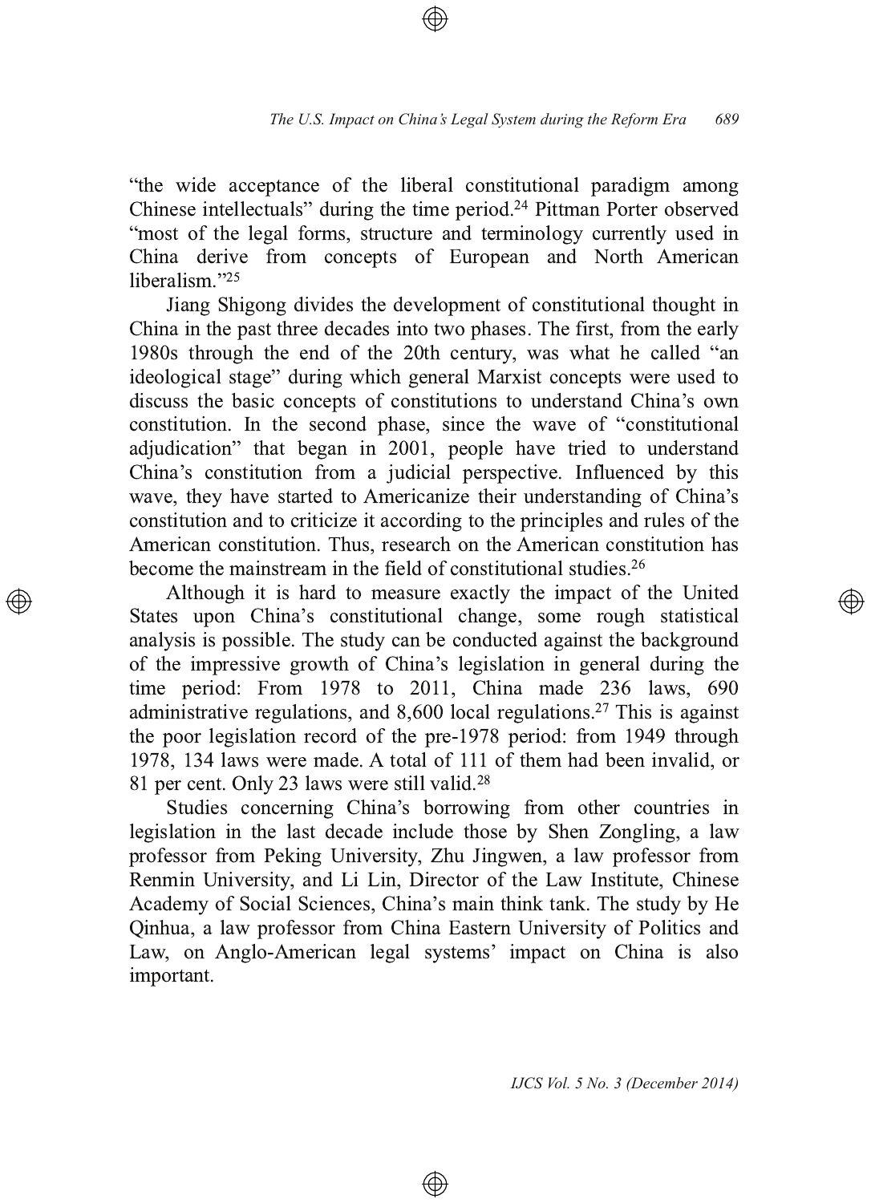"the wide acceptance of the liberal constitutional paradigm among Chinese intellectuals" during the time period.[24] Pittman Porter observed "most of the legal forms, structure and terminology currently used in China derive from concepts of European and North American liberalism."[25]

Jiang Shigong divides the development of constitutional thought in China in the past three decades into two phases. The first, from the early 1980s through the end of the 20th century, was what he called "an ideological stage" during which general Marxist concepts were used to discuss the basic concepts of constitutions to understand China's own constitution. In the second phase, since the wave of "constitutional adjudication" that began in 2001, people have tried to understand China's constitution from a judicial perspective. Influenced by this wave, they have started to Americanize their understanding of China's constitution and to criticize it according to the principles and rules of the American constitution. Thus, research on the American constitution has become the mainstream in the field of constitutional studies.[26]

Although it is hard to measure exactly the impact of the United States upon China's constitutional change, some rough statistical analysis is possible. The study can be conducted against the background of the impressive growth of China's legislation in general during the time period: From 1978 to 2011, China made 236 laws, 690 administrative regulations, and 8,600 local regulations.[27] This is against the poor legislation record of the pre-1978 period: from 1949 through 1978, 134 laws were made. A total of 111 of them had been invalid, or 81 per cent. Only 23 laws were still valid.[28]

Studies concerning China's borrowing from other countries in legislation in the last decade include those by Shen Zongling, a law professor from Peking University, Zhu Jingwen, a law professor from Renmin University, and Li Lin, Director of the Law Institute, Chinese Academy of Social Sciences, China's main think tank. The study by He Qinhua, a law professor from China Eastern University of Politics and Law, on Anglo-American legal systems' impact on China is also important.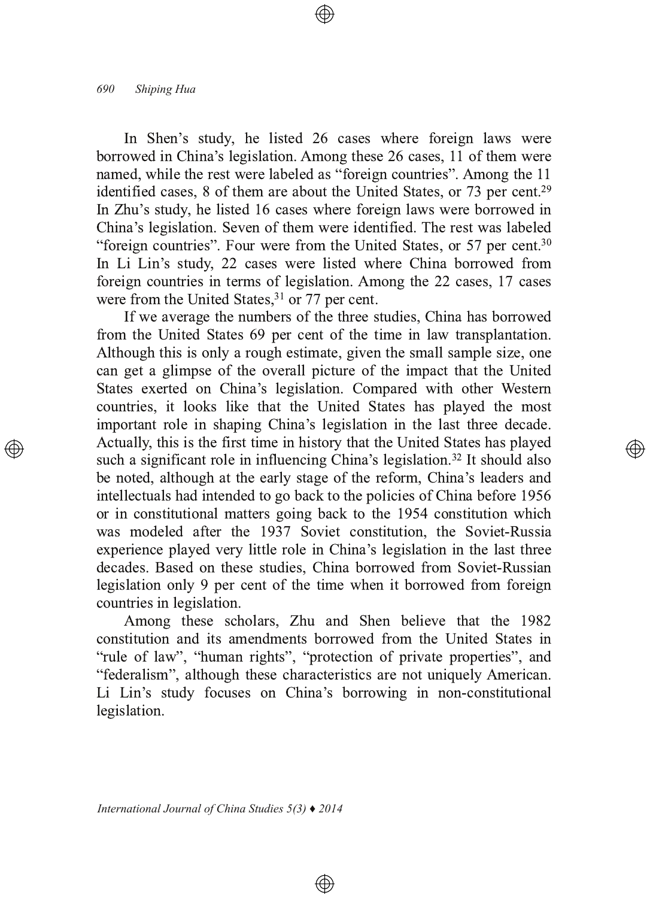In Shen's study, he listed 26 cases where foreign laws were borrowed in China's legislation. Among these 26 cases, 11 of them were named, while the rest were labeled as "foreign countries". Among the 11 identified cases, 8 of them are about the United States, or 73 per cent.[29] In Zhu's study, he listed 16 cases where foreign laws were borrowed in China's legislation. Seven of them were identified. The rest was labeled "foreign countries". Four were from the United States, or 57 per cent.[30] In Li Lin's study, 22 cases were listed where China borrowed from foreign countries in terms of legislation. Among the 22 cases, 17 cases were from the United States,[31] or 77 per cent.

If we average the numbers of the three studies, China has borrowed from the United States 69 per cent of the time in law transplantation. Although this is only a rough estimate, given the small sample size, one can get a glimpse of the overall picture of the impact that the United States exerted on China's legislation. Compared with other Western countries, it looks like that the United States has played the most important role in shaping China's legislation in the last three decade. Actually, this is the first time in history that the United States has played such a significant role in influencing China's legislation.[32] It should also be noted, although at the early stage of the reform, China's leaders and intellectuals had intended to go back to the policies of China before 1956 or in constitutional matters going back to the 1954 constitution which was modeled after the 1937 Soviet constitution, the Soviet-Russia experience played very little role in China's legislation in the last three decades. Based on these studies, China borrowed from Soviet-Russian legislation only 9 per cent of the time when it borrowed from foreign countries in legislation.

Among these scholars, Zhu and Shen believe that the 1982 constitution and its amendments borrowed from the United States in "rule of law", "human rights", "protection of private properties", and "federalism", although these characteristics are not uniquely American. Li Lin's study focuses on China's borrowing in non-constitutional legislation.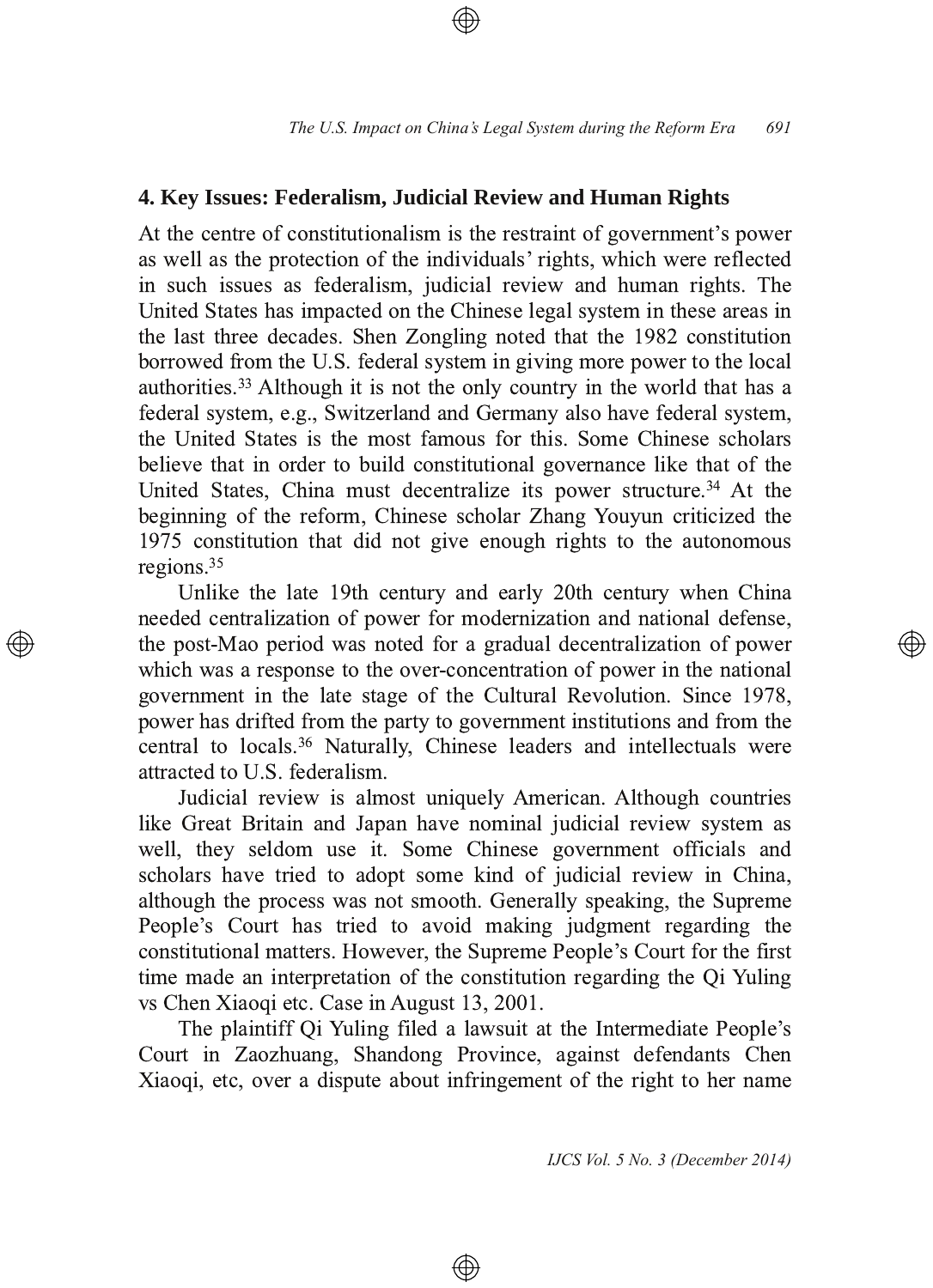## 4. Key Issues: Federalism, Judicial Review and Human Rights

At the centre of constitutionalism is the restraint of government's power as well as the protection of the individuals' rights, which were reflected in such issues as federalism, judicial review and human rights. The United States has impacted on the Chinese legal system in these areas in the last three decades. Shen Zongling noted that the 1982 constitution borrowed from the U.S. federal system in giving more power to the local authorities.[33] Although it is not the only country in the world that has a federal system, e.g., Switzerland and Germany also have federal system, the United States is the most famous for this. Some Chinese scholars believe that in order to build constitutional governance like that of the United States, China must decentralize its power structure.[34] At the beginning of the reform, Chinese scholar Zhang Youyun criticized the 1975 constitution that did not give enough rights to the autonomous regions.[35]

Unlike the late 19th century and early 20th century when China needed centralization of power for modernization and national defense, the post-Mao period was noted for a gradual decentralization of power which was a response to the over-concentration of power in the national government in the late stage of the Cultural Revolution. Since 1978, power has drifted from the party to government institutions and from the central to locals.[36] Naturally, Chinese leaders and intellectuals were attracted to U.S. federalism.

Judicial review is almost uniquely American. Although countries like Great Britain and Japan have nominal judicial review system as well, they seldom use it. Some Chinese government officials and scholars have tried to adopt some kind of judicial review in China, although the process was not smooth. Generally speaking, the Supreme People's Court has tried to avoid making judgment regarding the constitutional matters. However, the Supreme People's Court for the first time made an interpretation of the constitution regarding the Qi Yuling vs Chen Xiaoqi etc. Case in August 13, 2001.

The plaintiff Qi Yuling filed a lawsuit at the Intermediate People's Court in Zaozhuang, Shandong Province, against defendants Chen Xiaoqi, etc, over a dispute about infringement of the right to her name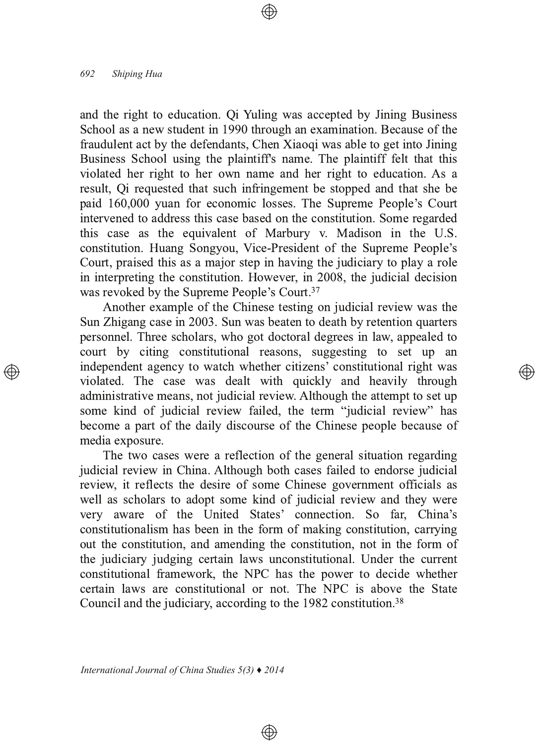and the right to education. Qi Yuling was accepted by Jining Business School as a new student in 1990 through an examination. Because of the fraudulent act by the defendants, Chen Xiaoqi was able to get into Jining Business School using the plaintiff's name. The plaintiff felt that this violated her right to her own name and her right to education. As a result, Qi requested that such infringement be stopped and that she be paid 160,000 yuan for economic losses. The Supreme People's Court intervened to address this case based on the constitution. Some regarded this case as the equivalent of Marbury v. Madison in the U.S. constitution. Huang Songyou, Vice-President of the Supreme People's Court, praised this as a major step in having the judiciary to play a role in interpreting the constitution. However, in 2008, the judicial decision was revoked by the Supreme People's Court.[37]

Another example of the Chinese testing on judicial review was the Sun Zhigang case in 2003. Sun was beaten to death by retention quarters personnel. Three scholars, who got doctoral degrees in law, appealed to court by citing constitutional reasons, suggesting to set up an independent agency to watch whether citizens' constitutional right was violated. The case was dealt with quickly and heavily through administrative means, not judicial review. Although the attempt to set up some kind of judicial review failed, the term "judicial review" has become a part of the daily discourse of the Chinese people because of media exposure.

The two cases were a reflection of the general situation regarding judicial review in China. Although both cases failed to endorse judicial review, it reflects the desire of some Chinese government officials as well as scholars to adopt some kind of judicial review and they were very aware of the United States' connection. So far, China's constitutionalism has been in the form of making constitution, carrying out the constitution, and amending the constitution, not in the form of the judiciary judging certain laws unconstitutional. Under the current constitutional framework, the NPC has the power to decide whether certain laws are constitutional or not. The NPC is above the State Council and the judiciary, according to the 1982 constitution.[38]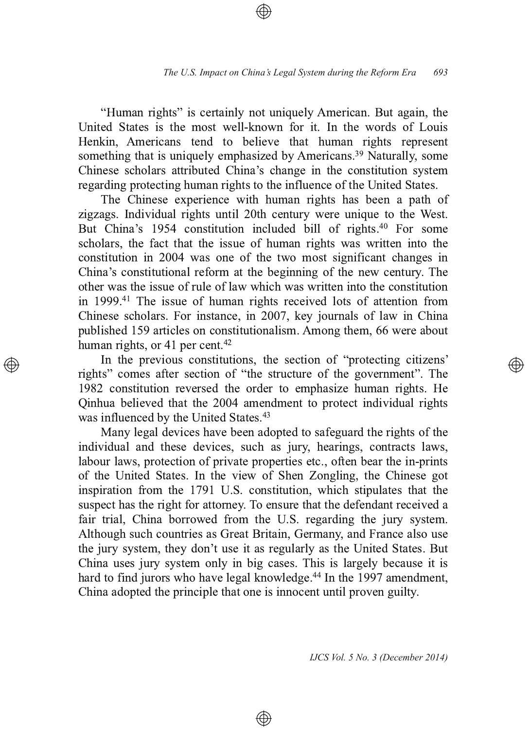"Human rights" is certainly not uniquely American. But again, the United States is the most well-known for it. In the words of Louis Henkin, Americans tend to believe that human rights represent something that is uniquely emphasized by Americans.[39] Naturally, some Chinese scholars attributed China's change in the constitution system regarding protecting human rights to the influence of the United States.

The Chinese experience with human rights has been a path of zigzags. Individual rights until 20th century were unique to the West. But China's 1954 constitution included bill of rights.[40] For some scholars, the fact that the issue of human rights was written into the constitution in 2004 was one of the two most significant changes in China's constitutional reform at the beginning of the new century. The other was the issue of rule of law which was written into the constitution in 1999.[41] The issue of human rights received lots of attention from Chinese scholars. For instance, in 2007, key journals of law in China published 159 articles on constitutionalism. Among them, 66 were about human rights, or 41 per cent.[42]

In the previous constitutions, the section of "protecting citizens' rights" comes after section of "the structure of the government". The 1982 constitution reversed the order to emphasize human rights. He Qinhua believed that the 2004 amendment to protect individual rights was influenced by the United States.[43]

Many legal devices have been adopted to safeguard the rights of the individual and these devices, such as jury, hearings, contracts laws, labour laws, protection of private properties etc., often bear the in-prints of the United States. In the view of Shen Zongling, the Chinese got inspiration from the 1791 U.S. constitution, which stipulates that the suspect has the right for attorney. To ensure that the defendant received a fair trial, China borrowed from the U.S. regarding the jury system. Although such countries as Great Britain, Germany, and France also use the jury system, they don't use it as regularly as the United States. But China uses jury system only in big cases. This is largely because it is hard to find jurors who have legal knowledge.[44] In the 1997 amendment, China adopted the principle that one is innocent until proven guilty.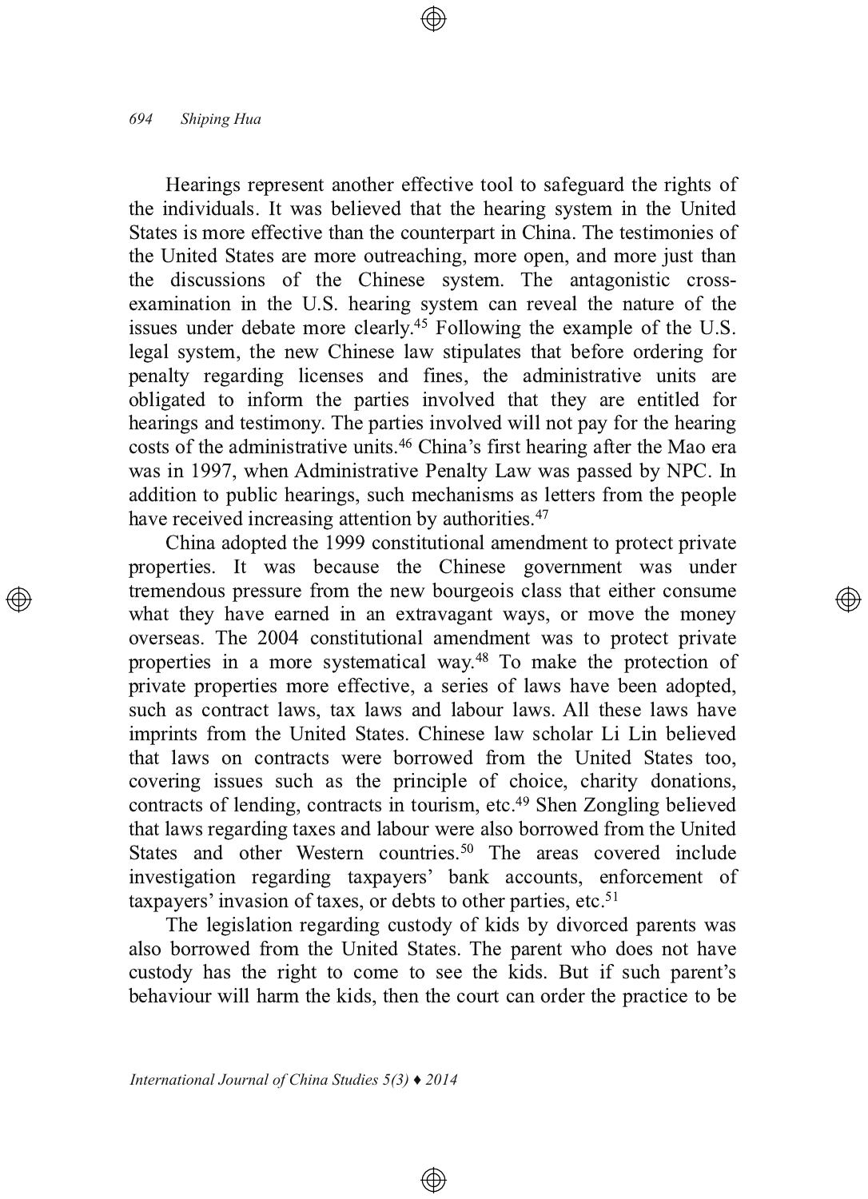Hearings represent another effective tool to safeguard the rights of the individuals. It was believed that the hearing system in the United States is more effective than the counterpart in China. The testimonies of the United States are more outreaching, more open, and more just than the discussions of the Chinese system. The antagonistic cross-examination in the U.S. hearing system can reveal the nature of the issues under debate more clearly.[45] Following the example of the U.S. legal system, the new Chinese law stipulates that before ordering for penalty regarding licenses and fines, the administrative units are obligated to inform the parties involved that they are entitled for hearings and testimony. The parties involved will not pay for the hearing costs of the administrative units.[46] China's first hearing after the Mao era was in 1997, when Administrative Penalty Law was passed by NPC. In addition to public hearings, such mechanisms as letters from the people have received increasing attention by authorities.[47]

China adopted the 1999 constitutional amendment to protect private properties. It was because the Chinese government was under tremendous pressure from the new bourgeois class that either consume what they have earned in an extravagant ways, or move the money overseas. The 2004 constitutional amendment was to protect private properties in a more systematical way.[48] To make the protection of private properties more effective, a series of laws have been adopted, such as contract laws, tax laws and labour laws. All these laws have imprints from the United States. Chinese law scholar Li Lin believed that laws on contracts were borrowed from the United States too, covering issues such as the principle of choice, charity donations, contracts of lending, contracts in tourism, etc.[49] Shen Zongling believed that laws regarding taxes and labour were also borrowed from the United States and other Western countries.[50] The areas covered include investigation regarding taxpayers' bank accounts, enforcement of taxpayers' invasion of taxes, or debts to other parties, etc.[51]

The legislation regarding custody of kids by divorced parents was also borrowed from the United States. The parent who does not have custody has the right to come to see the kids. But if such parent's behaviour will harm the kids, then the court can order the practice to be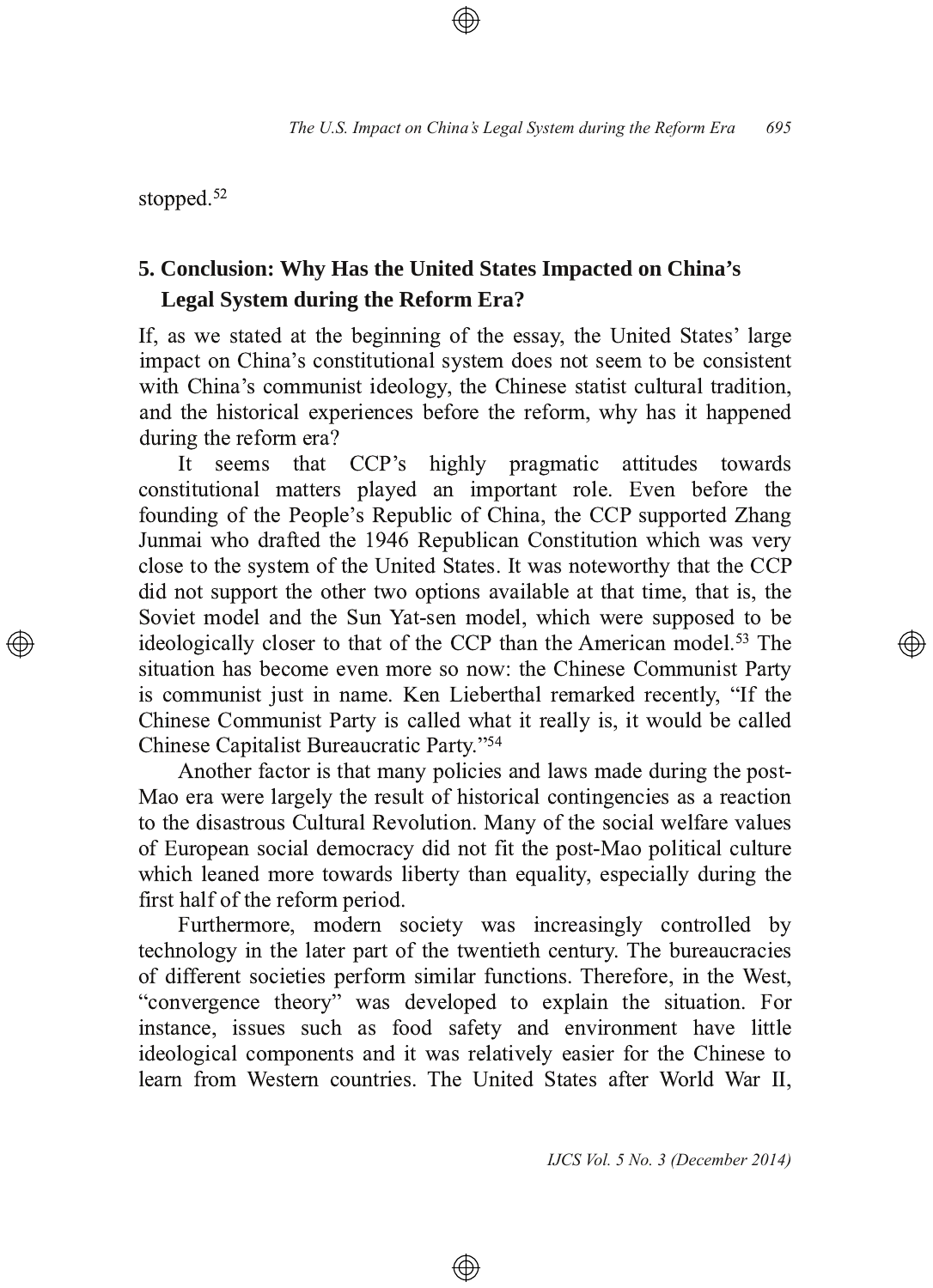stopped.[52]

## 5. Conclusion: Why Has the United States Impacted on China's Legal System during the Reform Era?

If, as we stated at the beginning of the essay, the United States' large impact on China's constitutional system does not seem to be consistent with China's communist ideology, the Chinese statist cultural tradition, and the historical experiences before the reform, why has it happened during the reform era?

It seems that CCP's highly pragmatic attitudes towards constitutional matters played an important role. Even before the founding of the People's Republic of China, the CCP supported Zhang Junmai who drafted the 1946 Republican Constitution which was very close to the system of the United States. It was noteworthy that the CCP did not support the other two options available at that time, that is, the Soviet model and the Sun Yat-sen model, which were supposed to be ideologically closer to that of the CCP than the American model.[53] The situation has become even more so now: the Chinese Communist Party is communist just in name. Ken Lieberthal remarked recently, "If the Chinese Communist Party is called what it really is, it would be called Chinese Capitalist Bureaucratic Party."[54]

Another factor is that many policies and laws made during the post-Mao era were largely the result of historical contingencies as a reaction to the disastrous Cultural Revolution. Many of the social welfare values of European social democracy did not fit the post-Mao political culture which leaned more towards liberty than equality, especially during the first half of the reform period.

Furthermore, modern society was increasingly controlled by technology in the later part of the twentieth century. The bureaucracies of different societies perform similar functions. Therefore, in the West, "convergence theory" was developed to explain the situation. For instance, issues such as food safety and environment have little ideological components and it was relatively easier for the Chinese to learn from Western countries. The United States after World War II,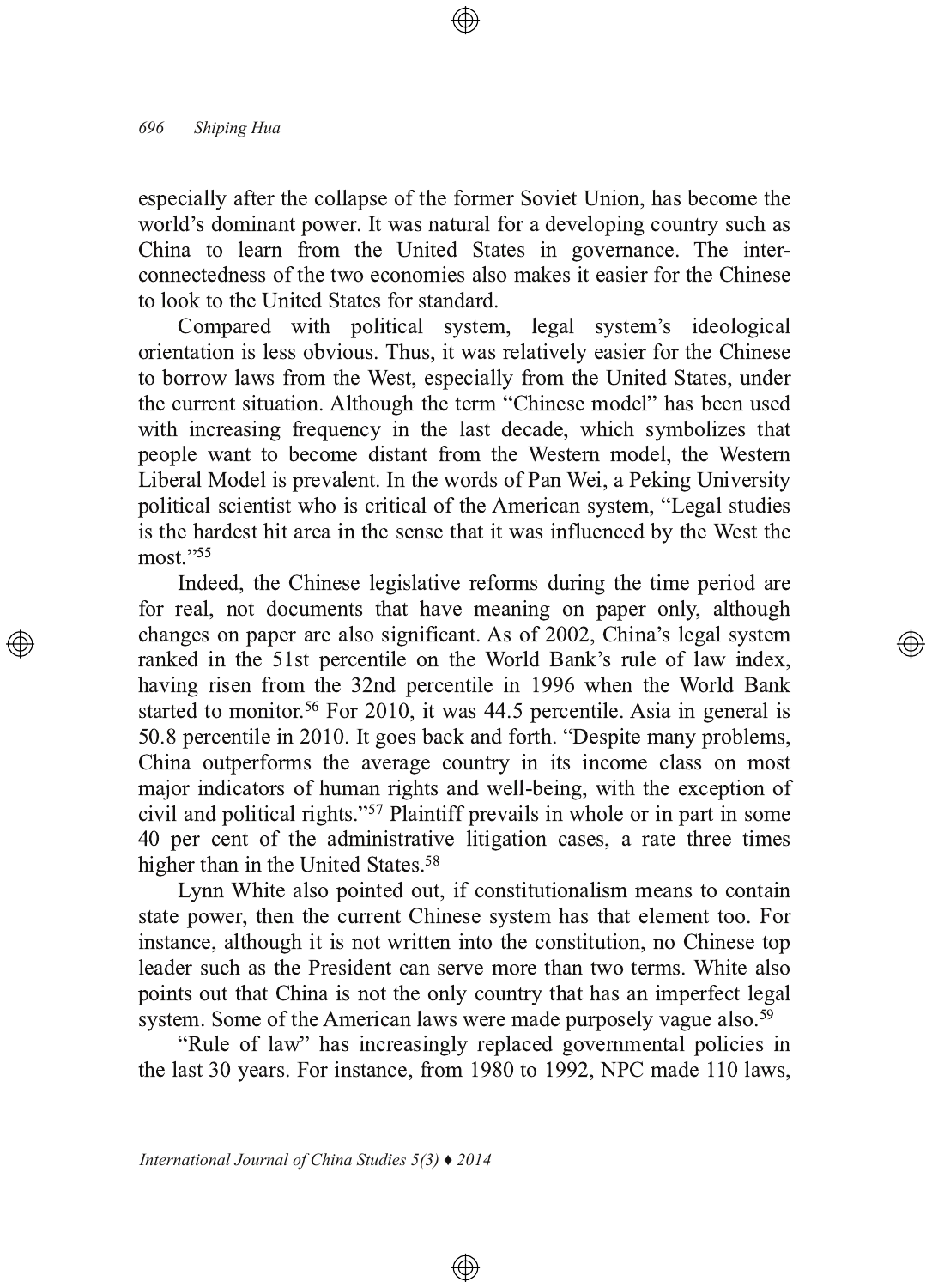especially after the collapse of the former Soviet Union, has become the world's dominant power. It was natural for a developing country such as China to learn from the United States in governance. The interconnectedness of the two economies also makes it easier for the Chinese to look to the United States for standard.

Compared with political system, legal system's ideological orientation is less obvious. Thus, it was relatively easier for the Chinese to borrow laws from the West, especially from the United States, under the current situation. Although the term "Chinese model" has been used with increasing frequency in the last decade, which symbolizes that people want to become distant from the Western model, the Western Liberal Model is prevalent. In the words of Pan Wei, a Peking University political scientist who is critical of the American system, "Legal studies is the hardest hit area in the sense that it was influenced by the West the most."[55]

Indeed, the Chinese legislative reforms during the time period are for real, not documents that have meaning on paper only, although changes on paper are also significant. As of 2002, China's legal system ranked in the 51st percentile on the World Bank's rule of law index, having risen from the 32nd percentile in 1996 when the World Bank started to monitor.[56] For 2010, it was 44.5 percentile. Asia in general is 50.8 percentile in 2010. It goes back and forth. "Despite many problems, China outperforms the average country in its income class on most major indicators of human rights and well-being, with the exception of civil and political rights."[57] Plaintiff prevails in whole or in part in some 40 per cent of the administrative litigation cases, a rate three times higher than in the United States.[58]

Lynn White also pointed out, if constitutionalism means to contain state power, then the current Chinese system has that element too. For instance, although it is not written into the constitution, no Chinese top leader such as the President can serve more than two terms. White also points out that China is not the only country that has an imperfect legal system. Some of the American laws were made purposely vague also.[59]

"Rule of law" has increasingly replaced governmental policies in the last 30 years. For instance, from 1980 to 1992, NPC made 110 laws,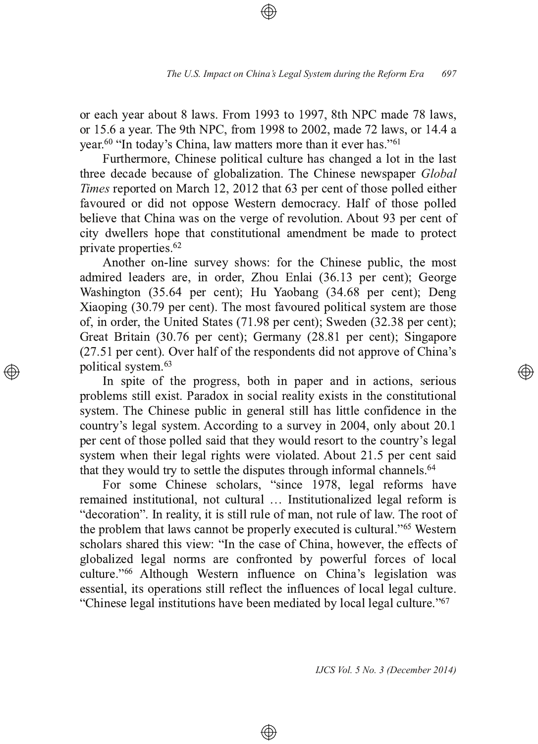or each year about 8 laws. From 1993 to 1997, 8th NPC made 78 laws, or 15.6 a year. The 9th NPC, from 1998 to 2002, made 72 laws, or 14.4 a year.[60] "In today's China, law matters more than it ever has."[61]

Furthermore, Chinese political culture has changed a lot in the last three decade because of globalization. The Chinese newspaper *Global Times* reported on March 12, 2012 that 63 per cent of those polled either favoured or did not oppose Western democracy. Half of those polled believe that China was on the verge of revolution. About 93 per cent of city dwellers hope that constitutional amendment be made to protect private properties.[62]

Another on-line survey shows: for the Chinese public, the most admired leaders are, in order, Zhou Enlai (36.13 per cent); George Washington (35.64 per cent); Hu Yaobang (34.68 per cent); Deng Xiaoping (30.79 per cent). The most favoured political system are those of, in order, the United States (71.98 per cent); Sweden (32.38 per cent); Great Britain (30.76 per cent); Germany (28.81 per cent); Singapore (27.51 per cent). Over half of the respondents did not approve of China's political system.[63]

In spite of the progress, both in paper and in actions, serious problems still exist. Paradox in social reality exists in the constitutional system. The Chinese public in general still has little confidence in the country's legal system. According to a survey in 2004, only about 20.1 per cent of those polled said that they would resort to the country's legal system when their legal rights were violated. About 21.5 per cent said that they would try to settle the disputes through informal channels.[64]

For some Chinese scholars, "since 1978, legal reforms have remained institutional, not cultural … Institutionalized legal reform is "decoration". In reality, it is still rule of man, not rule of law. The root of the problem that laws cannot be properly executed is cultural."[65] Western scholars shared this view: "In the case of China, however, the effects of globalized legal norms are confronted by powerful forces of local culture."[66] Although Western influence on China's legislation was essential, its operations still reflect the influences of local legal culture. "Chinese legal institutions have been mediated by local legal culture."[67]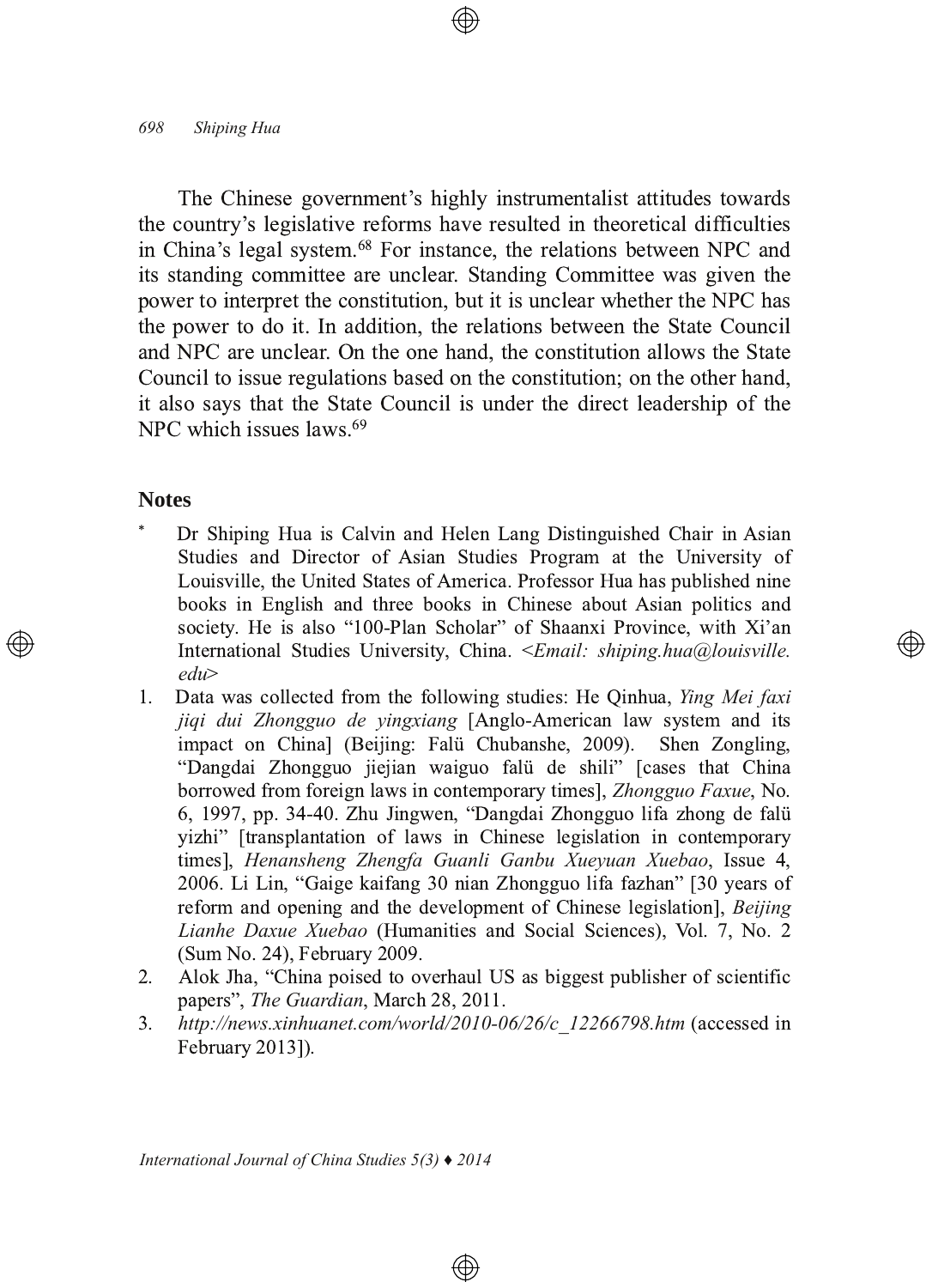The Chinese government's highly instrumentalist attitudes towards the country's legislative reforms have resulted in theoretical difficulties in China's legal system.[68] For instance, the relations between NPC and its standing committee are unclear. Standing Committee was given the power to interpret the constitution, but it is unclear whether the NPC has the power to do it. In addition, the relations between the State Council and NPC are unclear. On the one hand, the constitution allows the State Council to issue regulations based on the constitution; on the other hand, it also says that the State Council is under the direct leadership of the NPC which issues laws.[69]

## Notes

\* Dr Shiping Hua is Calvin and Helen Lang Distinguished Chair in Asian Studies and Director of Asian Studies Program at the University of Louisville, the United States of America. Professor Hua has published nine books in English and three books in Chinese about Asian politics and society. He is also "100-Plan Scholar" of Shaanxi Province, with Xi'an International Studies University, China. <*Email: shiping.hua@louisville.edu*>

1. Data was collected from the following studies: He Qinhua, *Ying Mei faxi jiqi dui Zhongguo de yingxiang* [Anglo-American law system and its impact on China] (Beijing: Falü Chubanshe, 2009). Shen Zongling, "Dangdai Zhongguo jiejian waiguo falü de shili" [cases that China borrowed from foreign laws in contemporary times], *Zhongguo Faxue*, No. 6, 1997, pp. 34-40. Zhu Jingwen, "Dangdai Zhongguo lifa zhong de falü yizhi" [transplantation of laws in Chinese legislation in contemporary times], *Henansheng Zhengfa Guanli Ganbu Xueyuan Xuebao*, Issue 4, 2006. Li Lin, "Gaige kaifang 30 nian Zhongguo lifa fazhan" [30 years of reform and opening and the development of Chinese legislation], *Beijing Lianhe Daxue Xuebao* (Humanities and Social Sciences), Vol. 7, No. 2 (Sum No. 24), February 2009.
2. Alok Jha, "China poised to overhaul US as biggest publisher of scientific papers", *The Guardian*, March 28, 2011.
3. *http://news.xinhuanet.com/world/2010-06/26/c_12266798.htm* (accessed in February 2013]).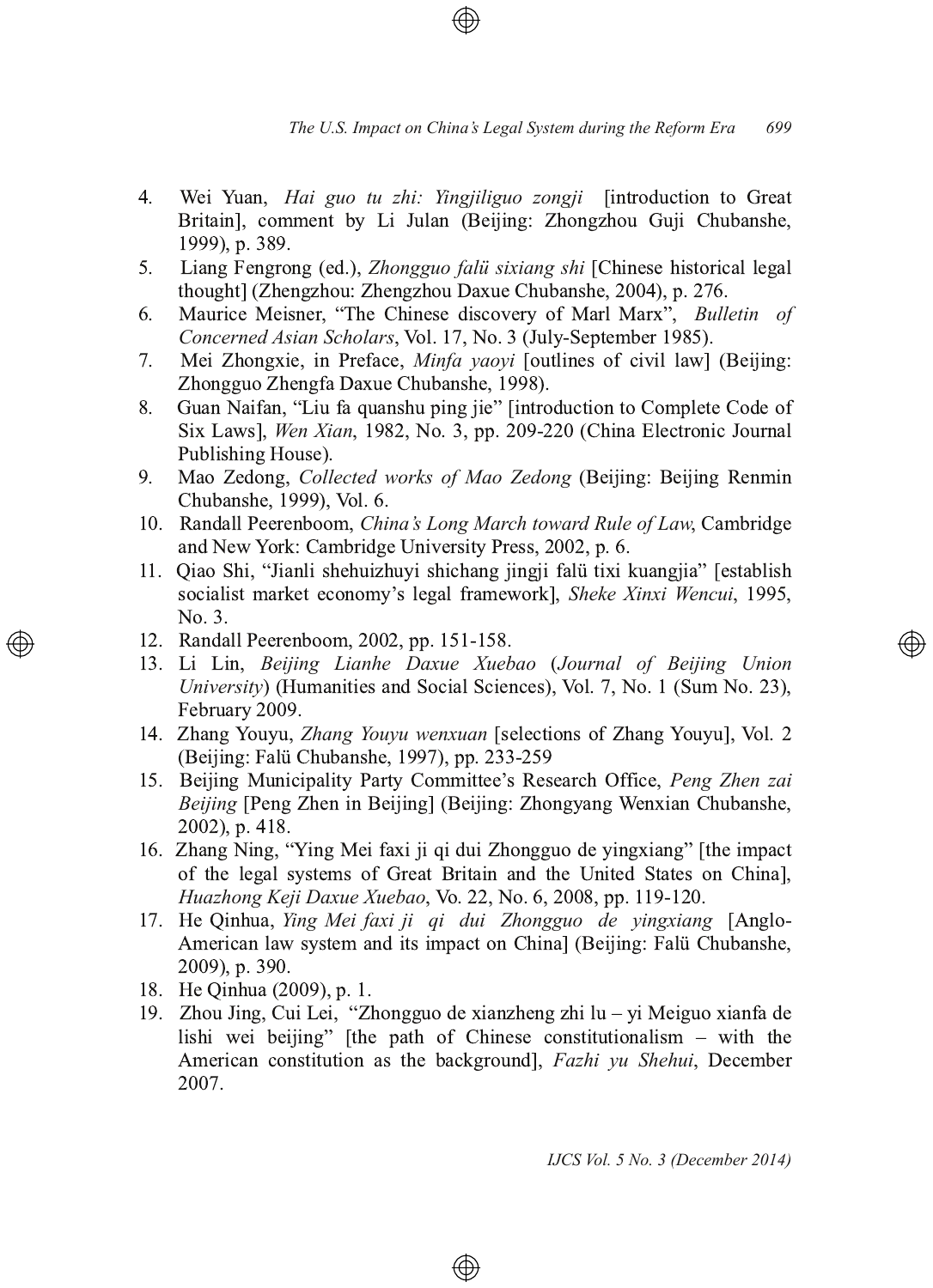4. Wei Yuan, *Hai guo tu zhi: Yingjiliguo zongji* [introduction to Great Britain], comment by Li Julan (Beijing: Zhongzhou Guji Chubanshe, 1999), p. 389.
5. Liang Fengrong (ed.), *Zhongguo falü sixiang shi* [Chinese historical legal thought] (Zhengzhou: Zhengzhou Daxue Chubanshe, 2004), p. 276.
6. Maurice Meisner, "The Chinese discovery of Marl Marx", *Bulletin of Concerned Asian Scholars*, Vol. 17, No. 3 (July-September 1985).
7. Mei Zhongxie, in Preface, *Minfa yaoyi* [outlines of civil law] (Beijing: Zhongguo Zhengfa Daxue Chubanshe, 1998).
8. Guan Naifan, "Liu fa quanshu ping jie" [introduction to Complete Code of Six Laws], *Wen Xian*, 1982, No. 3, pp. 209-220 (China Electronic Journal Publishing House).
9. Mao Zedong, *Collected works of Mao Zedong* (Beijing: Beijing Renmin Chubanshe, 1999), Vol. 6.
10. Randall Peerenboom, *China's Long March toward Rule of Law*, Cambridge and New York: Cambridge University Press, 2002, p. 6.
11. Qiao Shi, "Jianli shehuizhuyi shichang jingji falü tixi kuangjia" [establish socialist market economy's legal framework], *Sheke Xinxi Wencui*, 1995, No. 3.
12. Randall Peerenboom, 2002, pp. 151-158.
13. Li Lin, *Beijing Lianhe Daxue Xuebao* (*Journal of Beijing Union University*) (Humanities and Social Sciences), Vol. 7, No. 1 (Sum No. 23), February 2009.
14. Zhang Youyu, *Zhang Youyu wenxuan* [selections of Zhang Youyu], Vol. 2 (Beijing: Falü Chubanshe, 1997), pp. 233-259
15. Beijing Municipality Party Committee's Research Office, *Peng Zhen zai Beijing* [Peng Zhen in Beijing] (Beijing: Zhongyang Wenxian Chubanshe, 2002), p. 418.
16. Zhang Ning, "Ying Mei faxi ji qi dui Zhongguo de yingxiang" [the impact of the legal systems of Great Britain and the United States on China], *Huazhong Keji Daxue Xuebao*, Vo. 22, No. 6, 2008, pp. 119-120.
17. He Qinhua, *Ying Mei faxi ji qi dui Zhongguo de yingxiang* [Anglo-American law system and its impact on China] (Beijing: Falü Chubanshe, 2009), p. 390.
18. He Qinhua (2009), p. 1.
19. Zhou Jing, Cui Lei, "Zhongguo de xianzheng zhi lu – yi Meiguo xianfa de lishi wei beijing" [the path of Chinese constitutionalism – with the American constitution as the background], *Fazhi yu Shehui*, December 2007.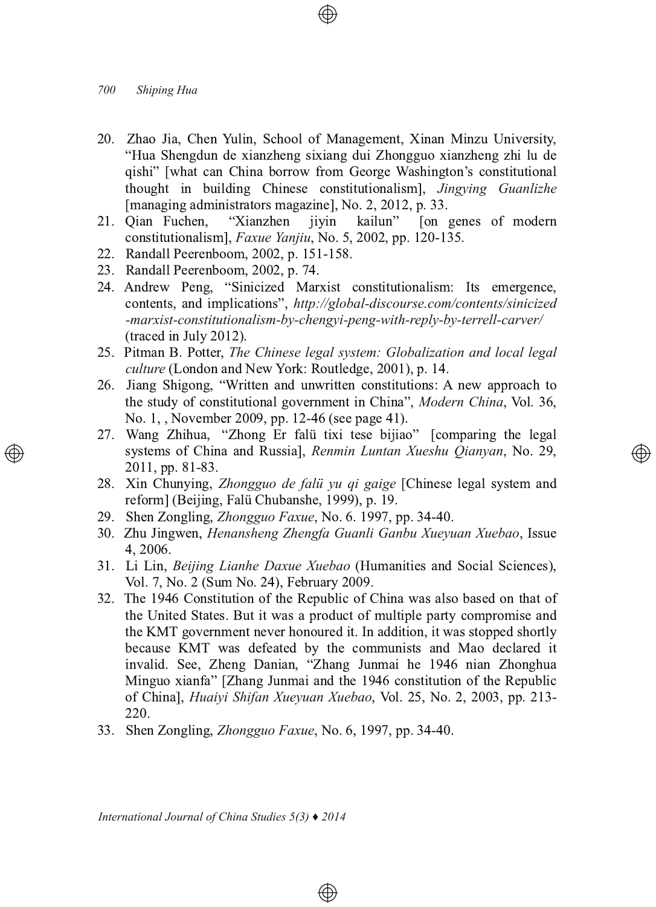20. Zhao Jia, Chen Yulin, School of Management, Xinan Minzu University, "Hua Shengdun de xianzheng sixiang dui Zhongguo xianzheng zhi lu de qishi" [what can China borrow from George Washington's constitutional thought in building Chinese constitutionalism], *Jingying Guanlizhe* [managing administrators magazine], No. 2, 2012, p. 33.
21. Qian Fuchen, "Xianzhen jiyin kailun" [on genes of modern constitutionalism], *Faxue Yanjiu*, No. 5, 2002, pp. 120-135.
22. Randall Peerenboom, 2002, p. 151-158.
23. Randall Peerenboom, 2002, p. 74.
24. Andrew Peng, "Sinicized Marxist constitutionalism: Its emergence, contents, and implications", *http://global-discourse.com/contents/sinicized-marxist-constitutionalism-by-chengyi-peng-with-reply-by-terrell-carver/* (traced in July 2012).
25. Pitman B. Potter, *The Chinese legal system: Globalization and local legal culture* (London and New York: Routledge, 2001), p. 14.
26. Jiang Shigong, "Written and unwritten constitutions: A new approach to the study of constitutional government in China", *Modern China*, Vol. 36, No. 1, , November 2009, pp. 12-46 (see page 41).
27. Wang Zhihua, "Zhong Er falü tixi tese bijiao" [comparing the legal systems of China and Russia], *Renmin Luntan Xueshu Qianyan*, No. 29, 2011, pp. 81-83.
28. Xin Chunying, *Zhongguo de falü yu qi gaige* [Chinese legal system and reform] (Beijing, Falü Chubanshe, 1999), p. 19.
29. Shen Zongling, *Zhongguo Faxue*, No. 6. 1997, pp. 34-40.
30. Zhu Jingwen, *Henansheng Zhengfa Guanli Ganbu Xueyuan Xuebao*, Issue 4, 2006.
31. Li Lin, *Beijing Lianhe Daxue Xuebao* (Humanities and Social Sciences), Vol. 7, No. 2 (Sum No. 24), February 2009.
32. The 1946 Constitution of the Republic of China was also based on that of the United States. But it was a product of multiple party compromise and the KMT government never honoured it. In addition, it was stopped shortly because KMT was defeated by the communists and Mao declared it invalid. See, Zheng Danian, "Zhang Junmai he 1946 nian Zhonghua Minguo xianfa" [Zhang Junmai and the 1946 constitution of the Republic of China], *Huaiyi Shifan Xueyuan Xuebao*, Vol. 25, No. 2, 2003, pp. 213-220.
33. Shen Zongling, *Zhongguo Faxue*, No. 6, 1997, pp. 34-40.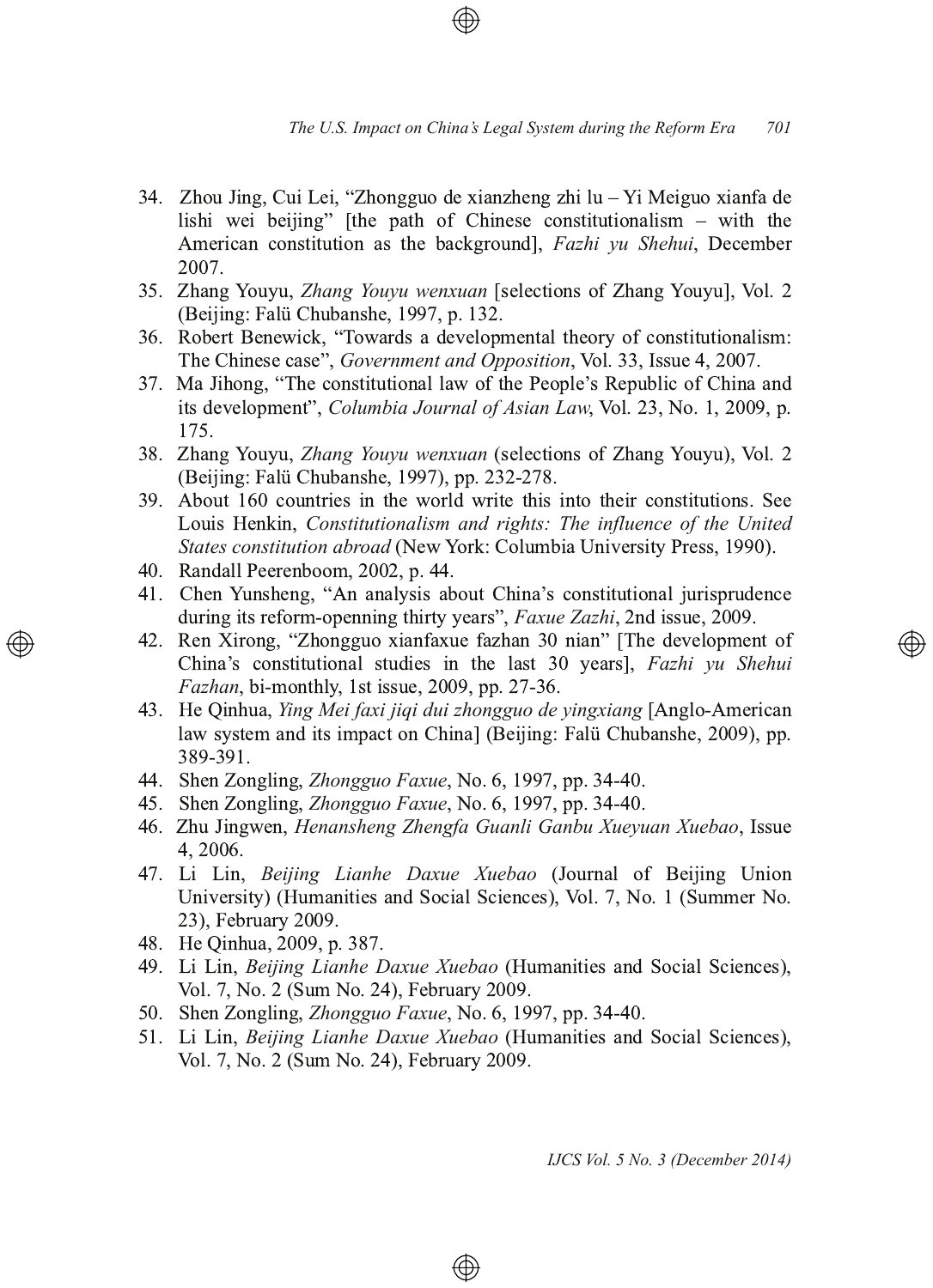34. Zhou Jing, Cui Lei, "Zhongguo de xianzheng zhi lu – Yi Meiguo xianfa de lishi wei beijing" [the path of Chinese constitutionalism – with the American constitution as the background], *Fazhi yu Shehui*, December 2007.
35. Zhang Youyu, *Zhang Youyu wenxuan* [selections of Zhang Youyu], Vol. 2 (Beijing: Falü Chubanshe, 1997, p. 132.
36. Robert Benewick, "Towards a developmental theory of constitutionalism: The Chinese case", *Government and Opposition*, Vol. 33, Issue 4, 2007.
37. Ma Jihong, "The constitutional law of the People's Republic of China and its development", *Columbia Journal of Asian Law*, Vol. 23, No. 1, 2009, p. 175.
38. Zhang Youyu, *Zhang Youyu wenxuan* (selections of Zhang Youyu), Vol. 2 (Beijing: Falü Chubanshe, 1997), pp. 232-278.
39. About 160 countries in the world write this into their constitutions. See Louis Henkin, *Constitutionalism and rights: The influence of the United States constitution abroad* (New York: Columbia University Press, 1990).
40. Randall Peerenboom, 2002, p. 44.
41. Chen Yunsheng, "An analysis about China's constitutional jurisprudence during its reform-openning thirty years", *Faxue Zazhi*, 2nd issue, 2009.
42. Ren Xirong, "Zhongguo xianfaxue fazhan 30 nian" [The development of China's constitutional studies in the last 30 years], *Fazhi yu Shehui Fazhan*, bi-monthly, 1st issue, 2009, pp. 27-36.
43. He Qinhua, *Ying Mei faxi jiqi dui zhongguo de yingxiang* [Anglo-American law system and its impact on China] (Beijing: Falü Chubanshe, 2009), pp. 389-391.
44. Shen Zongling, *Zhongguo Faxue*, No. 6, 1997, pp. 34-40.
45. Shen Zongling, *Zhongguo Faxue*, No. 6, 1997, pp. 34-40.
46. Zhu Jingwen, *Henansheng Zhengfa Guanli Ganbu Xueyuan Xuebao*, Issue 4, 2006.
47. Li Lin, *Beijing Lianhe Daxue Xuebao* (Journal of Beijing Union University) (Humanities and Social Sciences), Vol. 7, No. 1 (Summer No. 23), February 2009.
48. He Qinhua, 2009, p. 387.
49. Li Lin, *Beijing Lianhe Daxue Xuebao* (Humanities and Social Sciences), Vol. 7, No. 2 (Sum No. 24), February 2009.
50. Shen Zongling, *Zhongguo Faxue*, No. 6, 1997, pp. 34-40.
51. Li Lin, *Beijing Lianhe Daxue Xuebao* (Humanities and Social Sciences), Vol. 7, No. 2 (Sum No. 24), February 2009.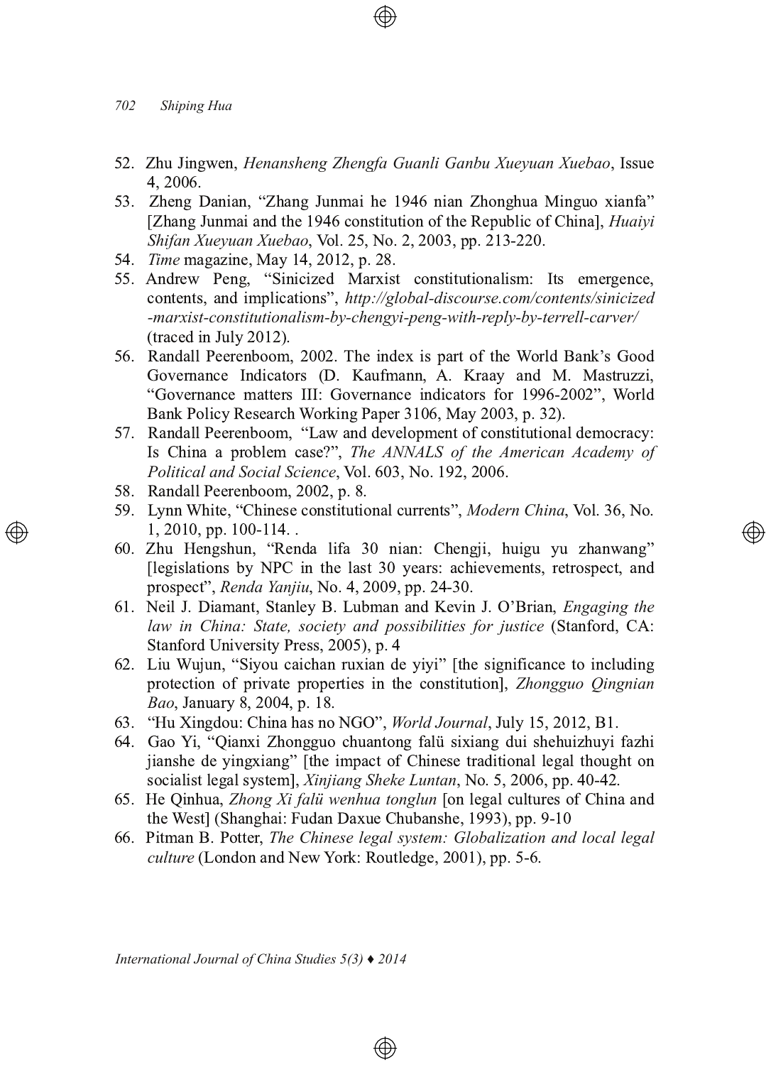52. Zhu Jingwen, *Henansheng Zhengfa Guanli Ganbu Xueyuan Xuebao*, Issue 4, 2006.
53. Zheng Danian, "Zhang Junmai he 1946 nian Zhonghua Minguo xianfa" [Zhang Junmai and the 1946 constitution of the Republic of China], *Huaiyi Shifan Xueyuan Xuebao*, Vol. 25, No. 2, 2003, pp. 213-220.
54. *Time* magazine, May 14, 2012, p. 28.
55. Andrew Peng, "Sinicized Marxist constitutionalism: Its emergence, contents, and implications", *http://global-discourse.com/contents/sinicized-marxist-constitutionalism-by-chengyi-peng-with-reply-by-terrell-carver/* (traced in July 2012).
56. Randall Peerenboom, 2002. The index is part of the World Bank's Good Governance Indicators (D. Kaufmann, A. Kraay and M. Mastruzzi, "Governance matters III: Governance indicators for 1996-2002", World Bank Policy Research Working Paper 3106, May 2003, p. 32).
57. Randall Peerenboom, "Law and development of constitutional democracy: Is China a problem case?", *The ANNALS of the American Academy of Political and Social Science*, Vol. 603, No. 192, 2006.
58. Randall Peerenboom, 2002, p. 8.
59. Lynn White, "Chinese constitutional currents", *Modern China*, Vol. 36, No. 1, 2010, pp. 100-114. .
60. Zhu Hengshun, "Renda lifa 30 nian: Chengji, huigu yu zhanwang" [legislations by NPC in the last 30 years: achievements, retrospect, and prospect", *Renda Yanjiu*, No. 4, 2009, pp. 24-30.
61. Neil J. Diamant, Stanley B. Lubman and Kevin J. O'Brian, *Engaging the law in China: State, society and possibilities for justice* (Stanford, CA: Stanford University Press, 2005), p. 4
62. Liu Wujun, "Siyou caichan ruxian de yiyi" [the significance to including protection of private properties in the constitution], *Zhongguo Qingnian Bao*, January 8, 2004, p. 18.
63. "Hu Xingdou: China has no NGO", *World Journal*, July 15, 2012, B1.
64. Gao Yi, "Qianxi Zhongguo chuantong falü sixiang dui shehuizhuyi fazhi jianshe de yingxiang" [the impact of Chinese traditional legal thought on socialist legal system], *Xinjiang Sheke Luntan*, No. 5, 2006, pp. 40-42.
65. He Qinhua, *Zhong Xi falü wenhua tonglun* [on legal cultures of China and the West] (Shanghai: Fudan Daxue Chubanshe, 1993), pp. 9-10
66. Pitman B. Potter, *The Chinese legal system: Globalization and local legal culture* (London and New York: Routledge, 2001), pp. 5-6.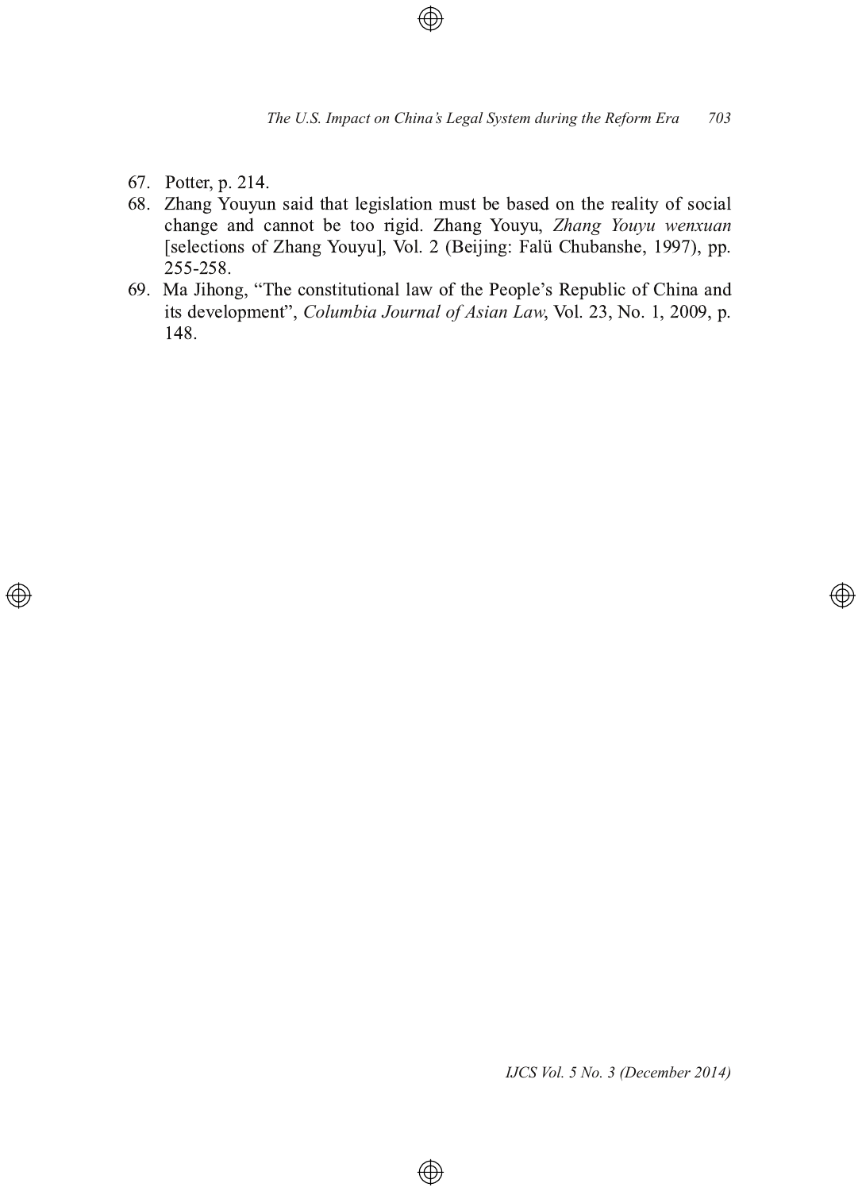67. Potter, p. 214.
68. Zhang Youyun said that legislation must be based on the reality of social change and cannot be too rigid. Zhang Youyu, *Zhang Youyu wenxuan* [selections of Zhang Youyu], Vol. 2 (Beijing: Falü Chubanshe, 1997), pp. 255-258.
69. Ma Jihong, "The constitutional law of the People's Republic of China and its development", *Columbia Journal of Asian Law*, Vol. 23, No. 1, 2009, p. 148.